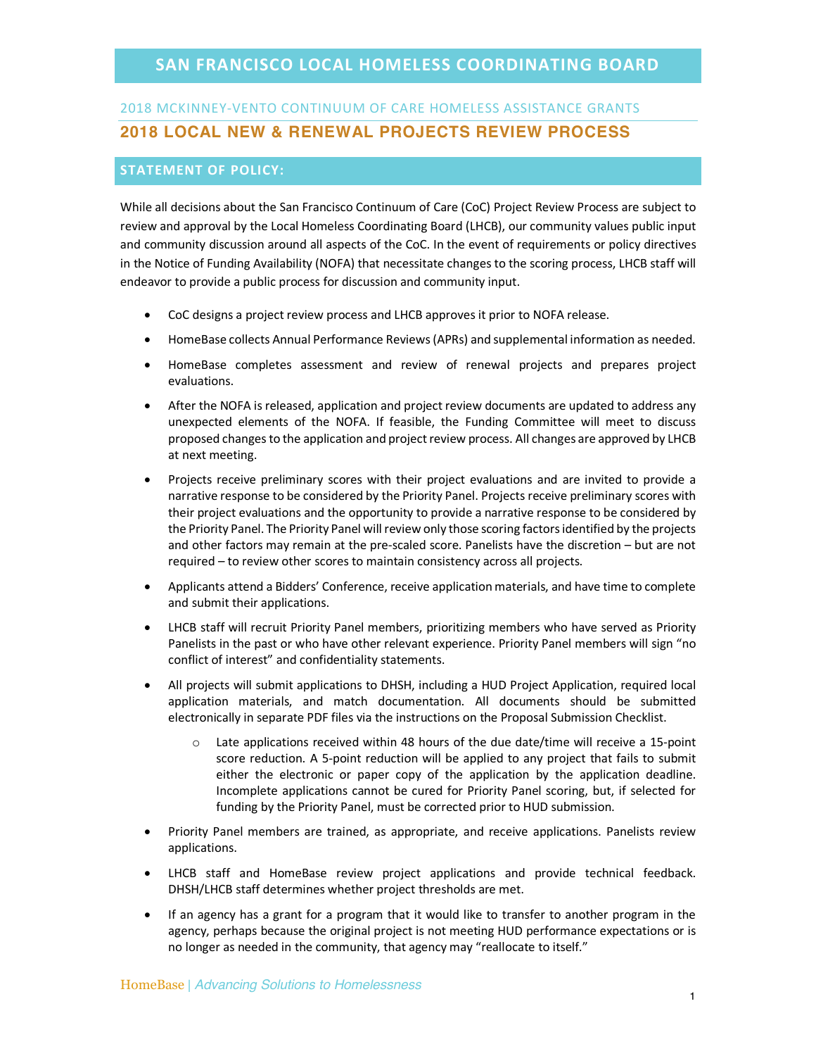# SAN FRANCISCO LOCAL HOMELESS COORDINATING BOARD

2018 MCKINNEY-VENTO CONTINUUM OF CARE HOMELESS ASSISTANCE GRANTS

## 2018 LOCAL NEW & RENEWAL PROJECTS REVIEW PROCESS

### STATEMENT OF POLICY:

While all decisions about the San Francisco Continuum of Care (CoC) Project Review Process are subject to review and approval by the Local Homeless Coordinating Board (LHCB), our community values public input and community discussion around all aspects of the CoC. In the event of requirements or policy directives in the Notice of Funding Availability (NOFA) that necessitate changes to the scoring process, LHCB staff will endeavor to provide a public process for discussion and community input.

- CoC designs a project review process and LHCB approves it prior to NOFA release.
- HomeBase collects Annual Performance Reviews (APRs) and supplemental information as needed.
- HomeBase completes assessment and review of renewal projects and prepares project evaluations.
- After the NOFA is released, application and project review documents are updated to address any unexpected elements of the NOFA. If feasible, the Funding Committee will meet to discuss proposed changes to the application and project review process. All changes are approved by LHCB at next meeting.
- Projects receive preliminary scores with their project evaluations and are invited to provide a narrative response to be considered by the Priority Panel. Projects receive preliminary scores with their project evaluations and the opportunity to provide a narrative response to be considered by the Priority Panel. The Priority Panel will review only those scoring factors identified by the projects and other factors may remain at the pre-scaled score. Panelists have the discretion – but are not required – to review other scores to maintain consistency across all projects.
- Applicants attend a Bidders' Conference, receive application materials, and have time to complete and submit their applications.
- LHCB staff will recruit Priority Panel members, prioritizing members who have served as Priority Panelists in the past or who have other relevant experience. Priority Panel members will sign "no conflict of interest" and confidentiality statements.
- All projects will submit applications to DHSH, including a HUD Project Application, required local application materials, and match documentation. All documents should be submitted electronically in separate PDF files via the instructions on the Proposal Submission Checklist.
    - Late applications received within 48 hours of the due date/time will receive a 15-point score reduction. A 5-point reduction will be applied to any project that fails to submit either the electronic or paper copy of the application by the application deadline. Incomplete applications cannot be cured for Priority Panel scoring, but, if selected for funding by the Priority Panel, must be corrected prior to HUD submission.
- Priority Panel members are trained, as appropriate, and receive applications. Panelists review applications.
- LHCB staff and HomeBase review project applications and provide technical feedback. DHSH/LHCB staff determines whether project thresholds are met.
- If an agency has a grant for a program that it would like to transfer to another program in the agency, perhaps because the original project is not meeting HUD performance expectations or is no longer as needed in the community, that agency may "reallocate to itself."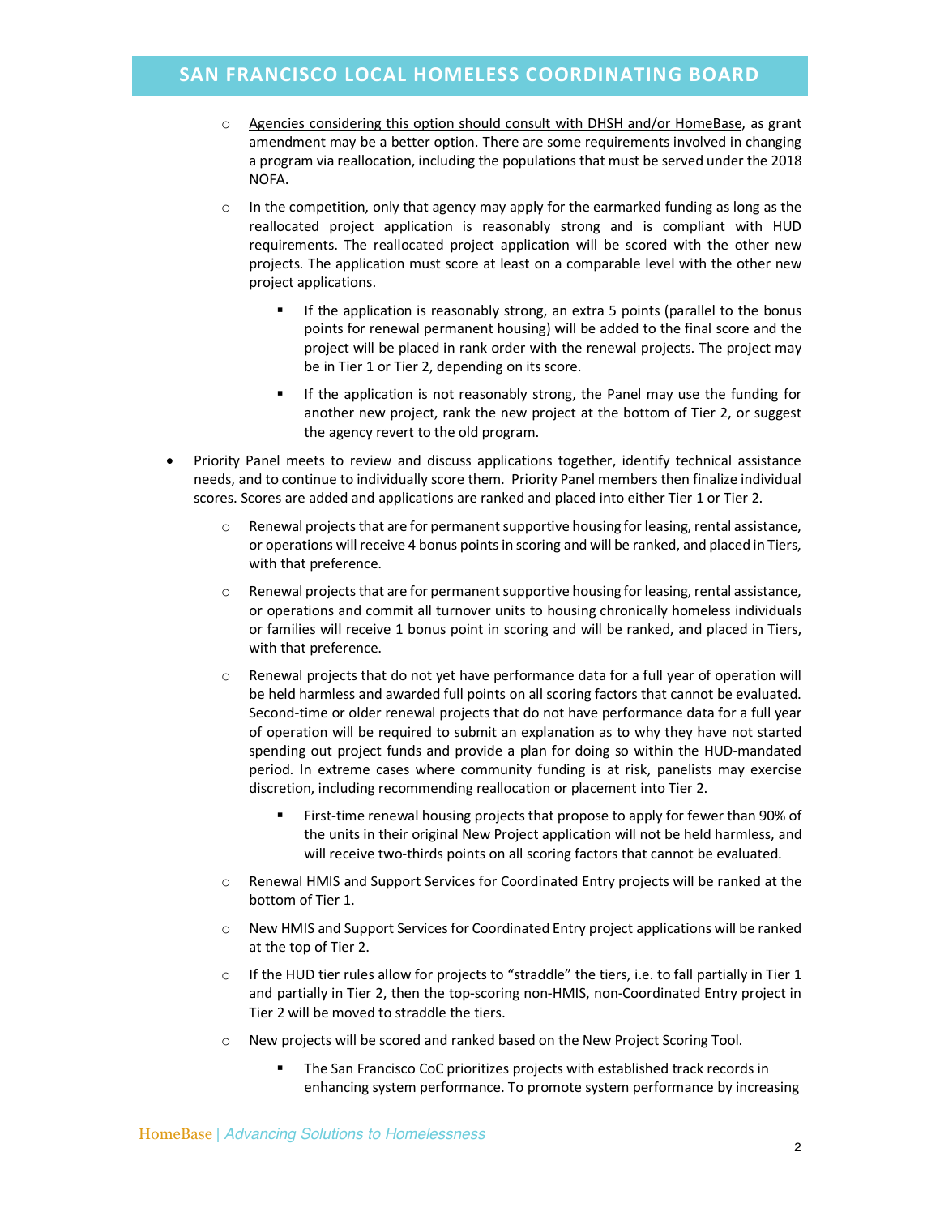- <u>Agencies considering this option should consult with DHSH and/or HomeBase</u>, as grant amendment may be a better option. There are some requirements involved in changing a program via reallocation, including the populations that must be served under the 2018 NOFA.
    - In the competition, only that agency may apply for the earmarked funding as long as the reallocated project application is reasonably strong and is compliant with HUD requirements. The reallocated project application will be scored with the other new projects. The application must score at least on a comparable level with the other new project applications.
        - If the application is reasonably strong, an extra 5 points (parallel to the bonus points for renewal permanent housing) will be added to the final score and the project will be placed in rank order with the renewal projects. The project may be in Tier 1 or Tier 2, depending on its score.
        - If the application is not reasonably strong, the Panel may use the funding for another new project, rank the new project at the bottom of Tier 2, or suggest the agency revert to the old program.

- Priority Panel meets to review and discuss applications together, identify technical assistance needs, and to continue to individually score them. Priority Panel members then finalize individual scores. Scores are added and applications are ranked and placed into either Tier 1 or Tier 2.
    - Renewal projects that are for permanent supportive housing for leasing, rental assistance, or operations will receive 4 bonus points in scoring and will be ranked, and placed in Tiers, with that preference.
    - Renewal projects that are for permanent supportive housing for leasing, rental assistance, or operations and commit all turnover units to housing chronically homeless individuals or families will receive 1 bonus point in scoring and will be ranked, and placed in Tiers, with that preference.
    - Renewal projects that do not yet have performance data for a full year of operation will be held harmless and awarded full points on all scoring factors that cannot be evaluated. Second-time or older renewal projects that do not have performance data for a full year of operation will be required to submit an explanation as to why they have not started spending out project funds and provide a plan for doing so within the HUD-mandated period. In extreme cases where community funding is at risk, panelists may exercise discretion, including recommending reallocation or placement into Tier 2.
        - First-time renewal housing projects that propose to apply for fewer than 90% of the units in their original New Project application will not be held harmless, and will receive two-thirds points on all scoring factors that cannot be evaluated.
    - Renewal HMIS and Support Services for Coordinated Entry projects will be ranked at the bottom of Tier 1.
    - New HMIS and Support Services for Coordinated Entry project applications will be ranked at the top of Tier 2.
    - If the HUD tier rules allow for projects to "straddle" the tiers, i.e. to fall partially in Tier 1 and partially in Tier 2, then the top-scoring non-HMIS, non-Coordinated Entry project in Tier 2 will be moved to straddle the tiers.
    - New projects will be scored and ranked based on the New Project Scoring Tool.
        - The San Francisco CoC prioritizes projects with established track records in enhancing system performance. To promote system performance by increasing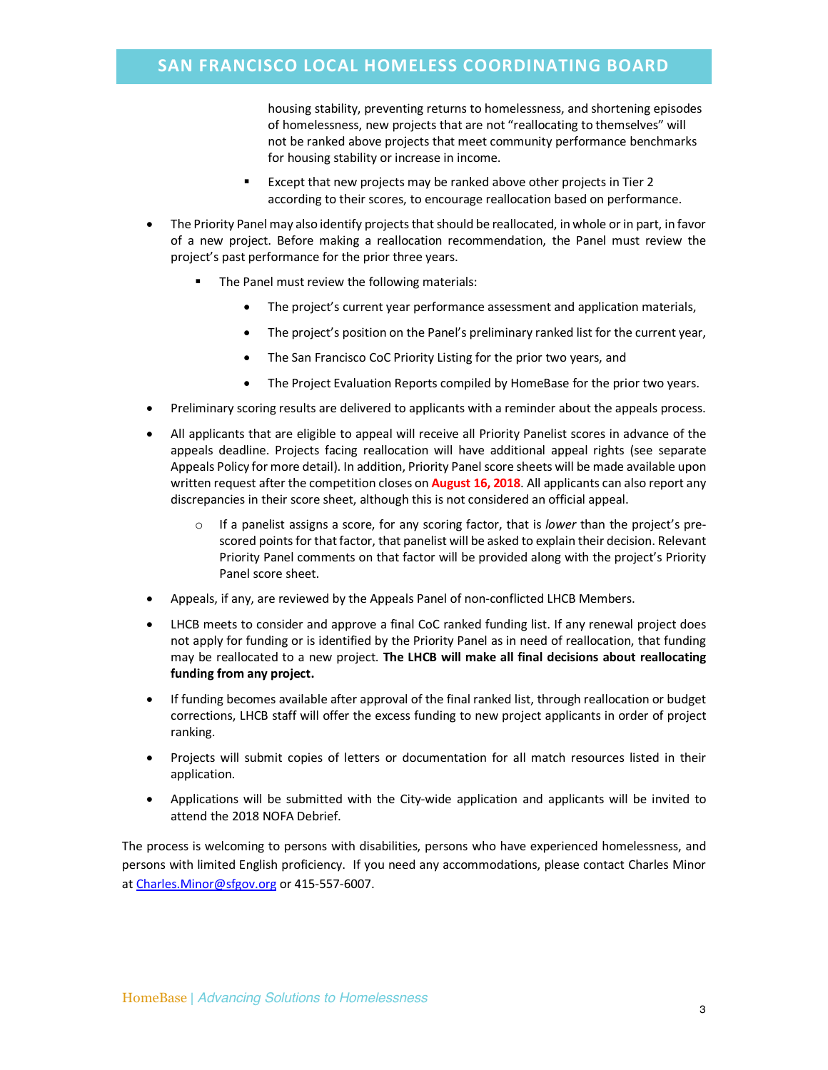housing stability, preventing returns to homelessness, and shortening episodes of homelessness, new projects that are not "reallocating to themselves" will not be ranked above projects that meet community performance benchmarks for housing stability or increase in income.

  - Except that new projects may be ranked above other projects in Tier 2 according to their scores, to encourage reallocation based on performance.

- The Priority Panel may also identify projects that should be reallocated, in whole or in part, in favor of a new project. Before making a reallocation recommendation, the Panel must review the project's past performance for the prior three years.
  - The Panel must review the following materials:
    - The project's current year performance assessment and application materials,
    - The project's position on the Panel's preliminary ranked list for the current year,
    - The San Francisco CoC Priority Listing for the prior two years, and
    - The Project Evaluation Reports compiled by HomeBase for the prior two years.
- Preliminary scoring results are delivered to applicants with a reminder about the appeals process.
- All applicants that are eligible to appeal will receive all Priority Panelist scores in advance of the appeals deadline. Projects facing reallocation will have additional appeal rights (see separate Appeals Policy for more detail). In addition, Priority Panel score sheets will be made available upon written request after the competition closes on **August 16, 2018**. All applicants can also report any discrepancies in their score sheet, although this is not considered an official appeal.
  - If a panelist assigns a score, for any scoring factor, that is *lower* than the project's pre-scored points for that factor, that panelist will be asked to explain their decision. Relevant Priority Panel comments on that factor will be provided along with the project's Priority Panel score sheet.
- Appeals, if any, are reviewed by the Appeals Panel of non-conflicted LHCB Members.
- LHCB meets to consider and approve a final CoC ranked funding list. If any renewal project does not apply for funding or is identified by the Priority Panel as in need of reallocation, that funding may be reallocated to a new project. **The LHCB will make all final decisions about reallocating funding from any project.**
- If funding becomes available after approval of the final ranked list, through reallocation or budget corrections, LHCB staff will offer the excess funding to new project applicants in order of project ranking.
- Projects will submit copies of letters or documentation for all match resources listed in their application.
- Applications will be submitted with the City-wide application and applicants will be invited to attend the 2018 NOFA Debrief.

The process is welcoming to persons with disabilities, persons who have experienced homelessness, and persons with limited English proficiency. If you need any accommodations, please contact Charles Minor at [Charles.Minor@sfgov.org](mailto:Charles.Minor@sfgov.org) or 415-557-6007.